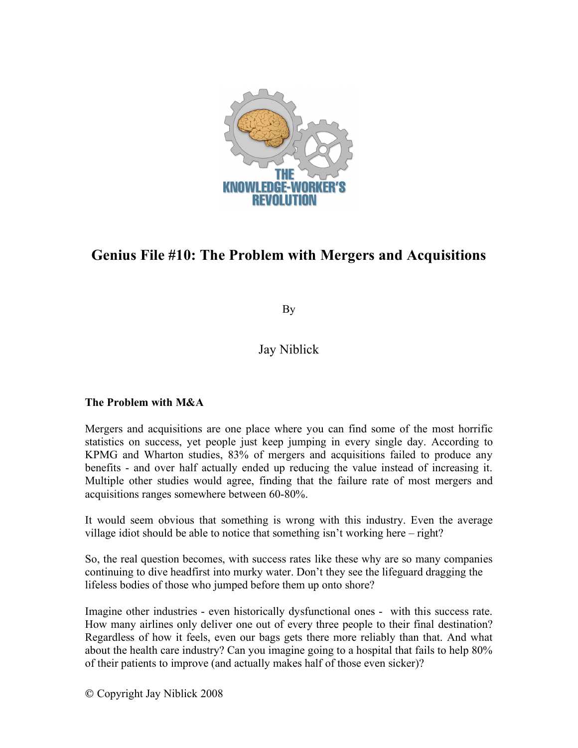# Genius File #10: The Problem with Mergers and Acquisitions

By

Jay Niblick

**The Problem with M&A**

Mergers and acquisitions are one place where you can find some of the most horrific statistics on success, yet people just keep jumping in every single day. According to KPMG and Wharton studies, 83% of mergers and acquisitions failed to produce any benefits - and over half actually ended up reducing the value instead of increasing it. Multiple other studies would agree, finding that the failure rate of most mergers and acquisitions ranges somewhere between 60-80%.

It would seem obvious that something is wrong with this industry. Even the average village idiot should be able to notice that something isn't working here – right?

So, the real question becomes, with success rates like these why are so many companies continuing to dive headfirst into murky water. Don't they see the lifeguard dragging the lifeless bodies of those who jumped before them up onto shore?

Imagine other industries - even historically dysfunctional ones - with this success rate. How many airlines only deliver one out of every three people to their final destination? Regardless of how it feels, even our bags gets there more reliably than that. And what about the health care industry? Can you imagine going to a hospital that fails to help 80% of their patients to improve (and actually makes half of those even sicker)?

© Copyright Jay Niblick 2008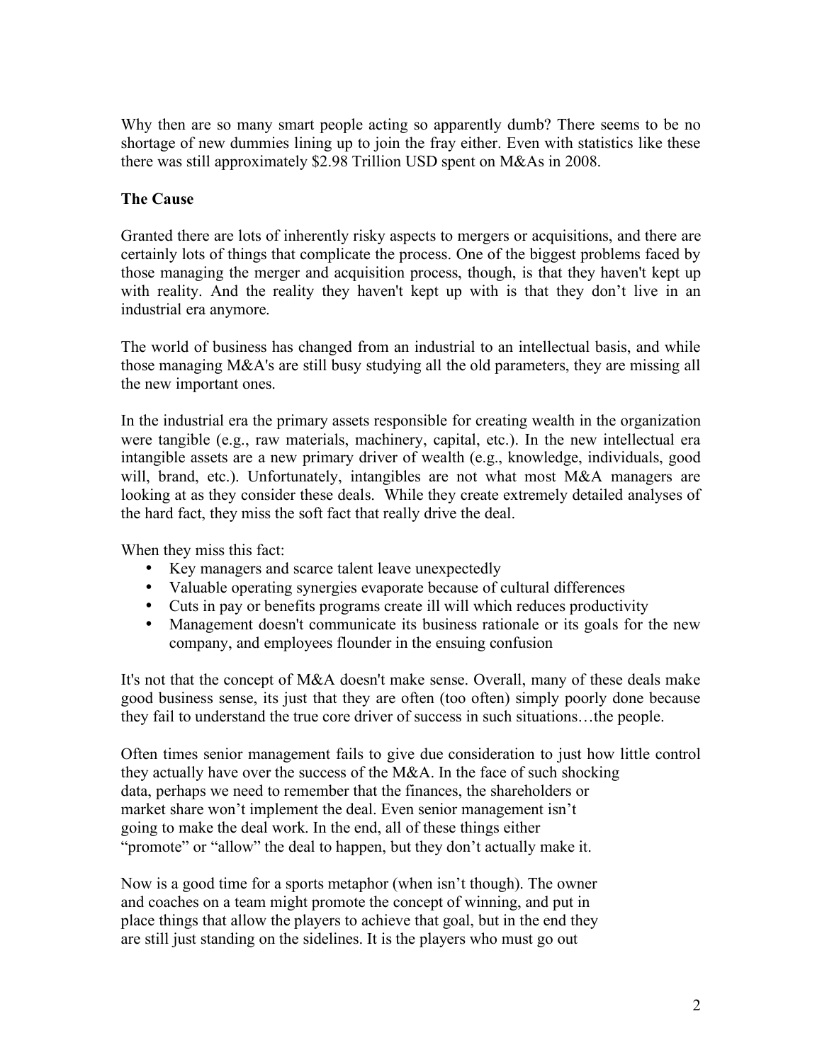Why then are so many smart people acting so apparently dumb? There seems to be no shortage of new dummies lining up to join the fray either. Even with statistics like these there was still approximately $2.98 Trillion USD spent on M&As in 2008.

**The Cause**

Granted there are lots of inherently risky aspects to mergers or acquisitions, and there are certainly lots of things that complicate the process. One of the biggest problems faced by those managing the merger and acquisition process, though, is that they haven't kept up with reality. And the reality they haven't kept up with is that they don't live in an industrial era anymore.

The world of business has changed from an industrial to an intellectual basis, and while those managing M&A's are still busy studying all the old parameters, they are missing all the new important ones.

In the industrial era the primary assets responsible for creating wealth in the organization were tangible (e.g., raw materials, machinery, capital, etc.). In the new intellectual era intangible assets are a new primary driver of wealth (e.g., knowledge, individuals, good will, brand, etc.). Unfortunately, intangibles are not what most M&A managers are looking at as they consider these deals. While they create extremely detailed analyses of the hard fact, they miss the soft fact that really drive the deal.

When they miss this fact:

- Key managers and scarce talent leave unexpectedly
- Valuable operating synergies evaporate because of cultural differences
- Cuts in pay or benefits programs create ill will which reduces productivity
- Management doesn't communicate its business rationale or its goals for the new company, and employees flounder in the ensuing confusion

It's not that the concept of M&A doesn't make sense. Overall, many of these deals make good business sense, its just that they are often (too often) simply poorly done because they fail to understand the true core driver of success in such situations…the people.

Often times senior management fails to give due consideration to just how little control they actually have over the success of the M&A. In the face of such shocking data, perhaps we need to remember that the finances, the shareholders or market share won't implement the deal. Even senior management isn't going to make the deal work. In the end, all of these things either "promote" or "allow" the deal to happen, but they don't actually make it.

Now is a good time for a sports metaphor (when isn't though). The owner and coaches on a team might promote the concept of winning, and put in place things that allow the players to achieve that goal, but in the end they are still just standing on the sidelines. It is the players who must go out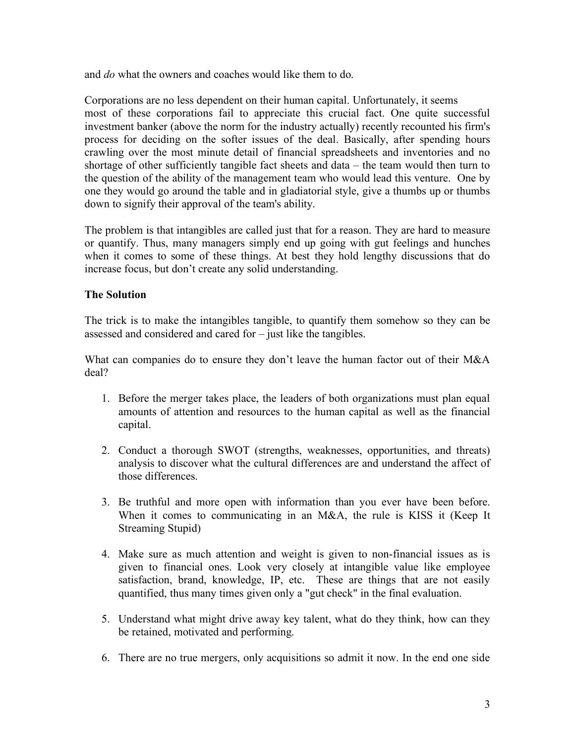and *do* what the owners and coaches would like them to do.

Corporations are no less dependent on their human capital. Unfortunately, it seems most of these corporations fail to appreciate this crucial fact. One quite successful investment banker (above the norm for the industry actually) recently recounted his firm's process for deciding on the softer issues of the deal. Basically, after spending hours crawling over the most minute detail of financial spreadsheets and inventories and no shortage of other sufficiently tangible fact sheets and data – the team would then turn to the question of the ability of the management team who would lead this venture. One by one they would go around the table and in gladiatorial style, give a thumbs up or thumbs down to signify their approval of the team's ability.

The problem is that intangibles are called just that for a reason. They are hard to measure or quantify. Thus, many managers simply end up going with gut feelings and hunches when it comes to some of these things. At best they hold lengthy discussions that do increase focus, but don't create any solid understanding.

**The Solution**

The trick is to make the intangibles tangible, to quantify them somehow so they can be assessed and considered and cared for – just like the tangibles.

What can companies do to ensure they don't leave the human factor out of their M&A deal?

1. Before the merger takes place, the leaders of both organizations must plan equal amounts of attention and resources to the human capital as well as the financial capital.

2. Conduct a thorough SWOT (strengths, weaknesses, opportunities, and threats) analysis to discover what the cultural differences are and understand the affect of those differences.

3. Be truthful and more open with information than you ever have been before. When it comes to communicating in an M&A, the rule is KISS it (Keep It Streaming Stupid)

4. Make sure as much attention and weight is given to non-financial issues as is given to financial ones. Look very closely at intangible value like employee satisfaction, brand, knowledge, IP, etc. These are things that are not easily quantified, thus many times given only a "gut check" in the final evaluation.

5. Understand what might drive away key talent, what do they think, how can they be retained, motivated and performing.

6. There are no true mergers, only acquisitions so admit it now. In the end one side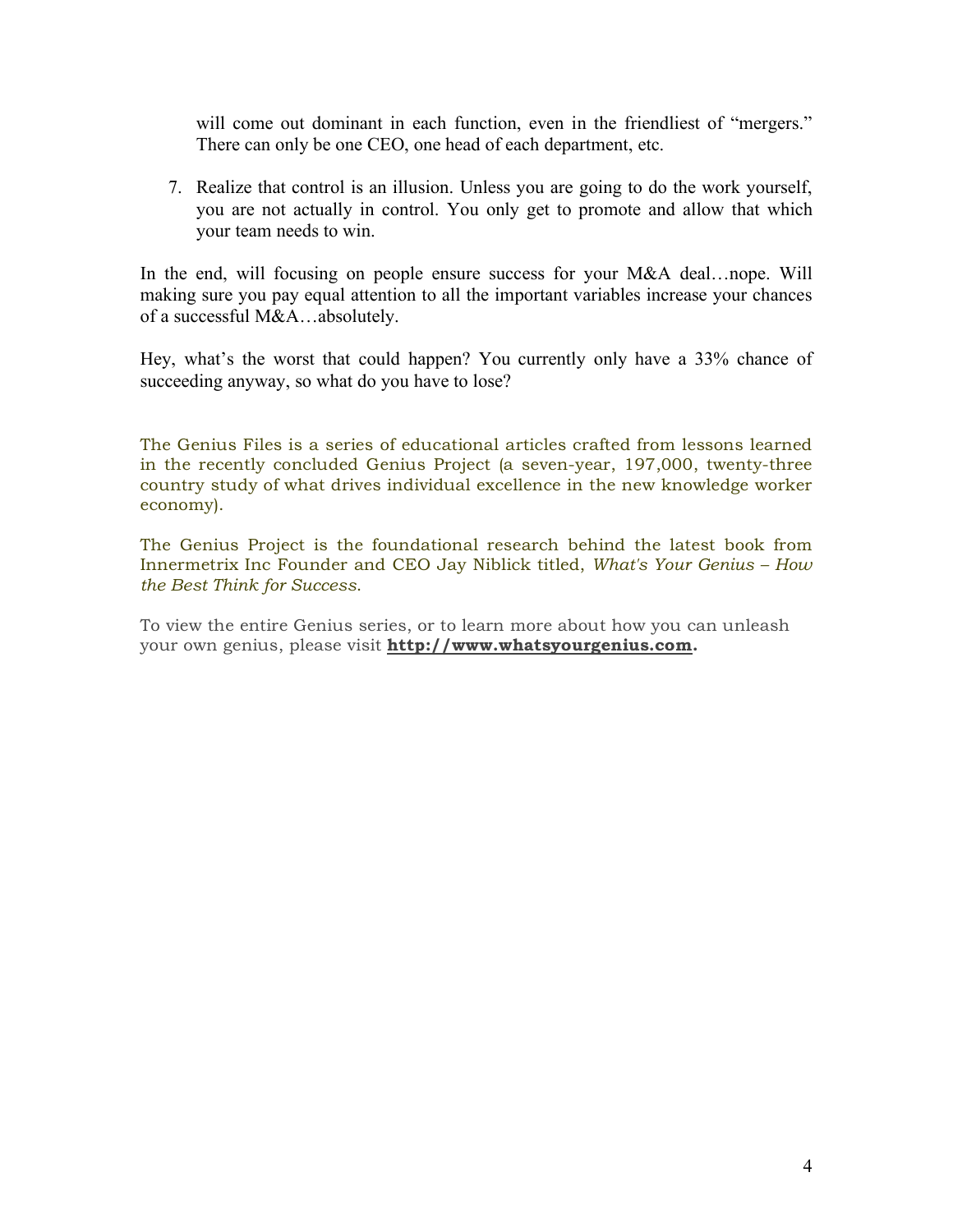will come out dominant in each function, even in the friendliest of "mergers." There can only be one CEO, one head of each department, etc.

7. Realize that control is an illusion. Unless you are going to do the work yourself, you are not actually in control. You only get to promote and allow that which your team needs to win.

In the end, will focusing on people ensure success for your M&A deal…nope. Will making sure you pay equal attention to all the important variables increase your chances of a successful M&A…absolutely.

Hey, what's the worst that could happen? You currently only have a 33% chance of succeeding anyway, so what do you have to lose?

The Genius Files is a series of educational articles crafted from lessons learned in the recently concluded Genius Project (a seven-year, 197,000, twenty-three country study of what drives individual excellence in the new knowledge worker economy).

The Genius Project is the foundational research behind the latest book from Innermetrix Inc Founder and CEO Jay Niblick titled, *What's Your Genius – How the Best Think for Success*.

To view the entire Genius series, or to learn more about how you can unleash your own genius, please visit **http://www.whatsyourgenius.com.**